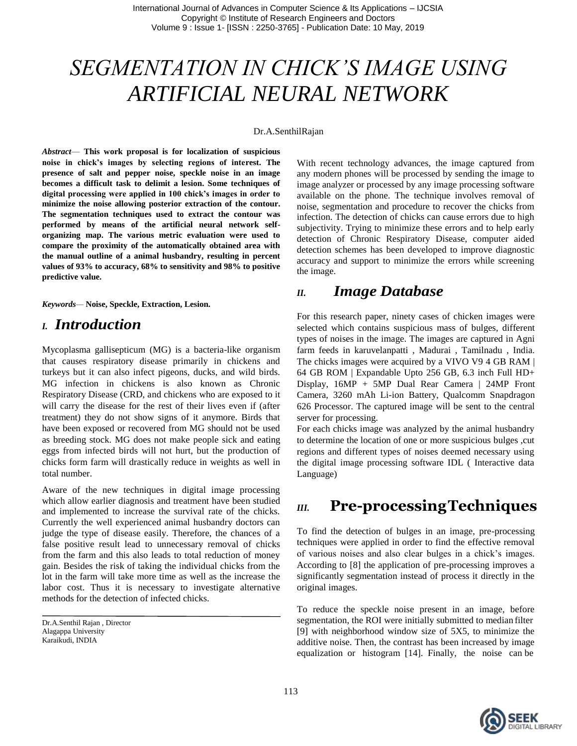# SEGMENTATION IN CHICK'S IMAGE USING ARTIFICIAL NEURAL NETWORK

Dr.A.SenthilRajan

***Abstract*— This work proposal is for localization of suspicious noise in chick's images by selecting regions of interest. The presence of salt and pepper noise, speckle noise in an image becomes a difficult task to delimit a lesion. Some techniques of digital processing were applied in 100 chick's images in order to minimize the noise allowing posterior extraction of the contour. The segmentation techniques used to extract the contour was performed by means of the artificial neural network self-organizing map. The various metric evaluation were used to compare the proximity of the automatically obtained area with the manual outline of a animal husbandry, resulting in percent values of 93% to accuracy, 68% to sensitivity and 98% to positive predictive value.**

***Keywords*— Noise, Speckle, Extraction, Lesion.**

## *I. Introduction*

Mycoplasma gallisepticum (MG) is a bacteria-like organism that causes respiratory disease primarily in chickens and turkeys but it can also infect pigeons, ducks, and wild birds. MG infection in chickens is also known as Chronic Respiratory Disease (CRD, and chickens who are exposed to it will carry the disease for the rest of their lives even if (after treatment) they do not show signs of it anymore. Birds that have been exposed or recovered from MG should not be used as breeding stock. MG does not make people sick and eating eggs from infected birds will not hurt, but the production of chicks form farm will drastically reduce in weights as well in total number.

Aware of the new techniques in digital image processing which allow earlier diagnosis and treatment have been studied and implemented to increase the survival rate of the chicks. Currently the well experienced animal husbandry doctors can judge the type of disease easily. Therefore, the chances of a false positive result lead to unnecessary removal of chicks from the farm and this also leads to total reduction of money gain. Besides the risk of taking the individual chicks from the lot in the farm will take more time as well as the increase the labor cost. Thus it is necessary to investigate alternative methods for the detection of infected chicks.

With recent technology advances, the image captured from any modern phones will be processed by sending the image to image analyzer or processed by any image processing software available on the phone. The technique involves removal of noise, segmentation and procedure to recover the chicks from infection. The detection of chicks can cause errors due to high subjectivity. Trying to minimize these errors and to help early detection of Chronic Respiratory Disease, computer aided detection schemes has been developed to improve diagnostic accuracy and support to minimize the errors while screening the image.

Dr.A.Senthil Rajan , Director
Alagappa University
Karaikudi, INDIA

## *II. Image Database*

For this research paper, ninety cases of chicken images were selected which contains suspicious mass of bulges, different types of noises in the image. The images are captured in Agni farm feeds in karuvelanpatti , Madurai , Tamilnadu , India. The chicks images were acquired by a VIVO V9 4 GB RAM | 64 GB ROM | Expandable Upto 256 GB, 6.3 inch Full HD+ Display, 16MP + 5MP Dual Rear Camera | 24MP Front Camera, 3260 mAh Li-ion Battery, Qualcomm Snapdragon 626 Processor. The captured image will be sent to the central server for processing.

For each chicks image was analyzed by the animal husbandry to determine the location of one or more suspicious bulges ,cut regions and different types of noises deemed necessary using the digital image processing software IDL ( Interactive data Language)

## *III.* **Pre-processingTechniques**

To find the detection of bulges in an image, pre-processing techniques were applied in order to find the effective removal of various noises and also clear bulges in a chick's images. According to [8] the application of pre-processing improves a significantly segmentation instead of process it directly in the original images.

To reduce the speckle noise present in an image, before segmentation, the ROI were initially submitted to median filter [9] with neighborhood window size of 5X5, to minimize the additive noise. Then, the contrast has been increased by image equalization or histogram [14]. Finally, the noise can be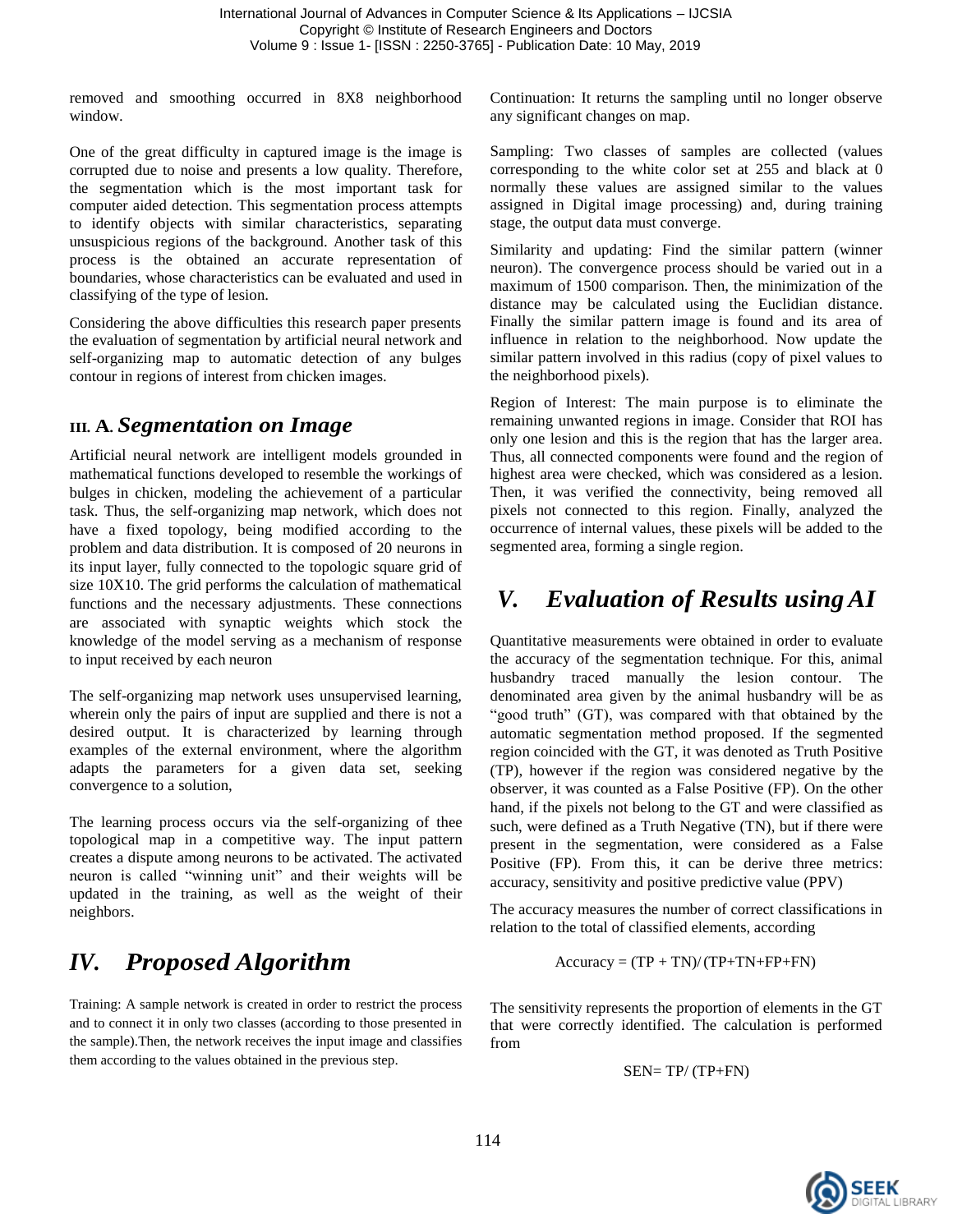removed and smoothing occurred in 8X8 neighborhood window.

One of the great difficulty in captured image is the image is corrupted due to noise and presents a low quality. Therefore, the segmentation which is the most important task for computer aided detection. This segmentation process attempts to identify objects with similar characteristics, separating unsuspicious regions of the background. Another task of this process is the obtained an accurate representation of boundaries, whose characteristics can be evaluated and used in classifying of the type of lesion.

Considering the above difficulties this research paper presents the evaluation of segmentation by artificial neural network and self-organizing map to automatic detection of any bulges contour in regions of interest from chicken images.

### III. A. *Segmentation on Image*

Artificial neural network are intelligent models grounded in mathematical functions developed to resemble the workings of bulges in chicken, modeling the achievement of a particular task. Thus, the self-organizing map network, which does not have a fixed topology, being modified according to the problem and data distribution. It is composed of 20 neurons in its input layer, fully connected to the topologic square grid of size 10X10. The grid performs the calculation of mathematical functions and the necessary adjustments. These connections are associated with synaptic weights which stock the knowledge of the model serving as a mechanism of response to input received by each neuron

The self-organizing map network uses unsupervised learning, wherein only the pairs of input are supplied and there is not a desired output. It is characterized by learning through examples of the external environment, where the algorithm adapts the parameters for a given data set, seeking convergence to a solution,

The learning process occurs via the self-organizing of thee topological map in a competitive way. The input pattern creates a dispute among neurons to be activated. The activated neuron is called "winning unit" and their weights will be updated in the training, as well as the weight of their neighbors.

## IV. *Proposed Algorithm*

Training: A sample network is created in order to restrict the process and to connect it in only two classes (according to those presented in the sample).Then, the network receives the input image and classifies them according to the values obtained in the previous step.

Continuation: It returns the sampling until no longer observe any significant changes on map.

Sampling: Two classes of samples are collected (values corresponding to the white color set at 255 and black at 0 normally these values are assigned similar to the values assigned in Digital image processing) and, during training stage, the output data must converge.

Similarity and updating: Find the similar pattern (winner neuron). The convergence process should be varied out in a maximum of 1500 comparison. Then, the minimization of the distance may be calculated using the Euclidian distance. Finally the similar pattern image is found and its area of influence in relation to the neighborhood. Now update the similar pattern involved in this radius (copy of pixel values to the neighborhood pixels).

Region of Interest: The main purpose is to eliminate the remaining unwanted regions in image. Consider that ROI has only one lesion and this is the region that has the larger area. Thus, all connected components were found and the region of highest area were checked, which was considered as a lesion. Then, it was verified the connectivity, being removed all pixels not connected to this region. Finally, analyzed the occurrence of internal values, these pixels will be added to the segmented area, forming a single region.

## V. *Evaluation of Results using AI*

Quantitative measurements were obtained in order to evaluate the accuracy of the segmentation technique. For this, animal husbandry traced manually the lesion contour. The denominated area given by the animal husbandry will be as "good truth" (GT), was compared with that obtained by the automatic segmentation method proposed. If the segmented region coincided with the GT, it was denoted as Truth Positive (TP), however if the region was considered negative by the observer, it was counted as a False Positive (FP). On the other hand, if the pixels not belong to the GT and were classified as such, were defined as a Truth Negative (TN), but if there were present in the segmentation, were considered as a False Positive (FP). From this, it can be derive three metrics: accuracy, sensitivity and positive predictive value (PPV)

The accuracy measures the number of correct classifications in relation to the total of classified elements, according

$$\text{Accuracy} = (TP + TN)/(TP+TN+FP+FN)$$

The sensitivity represents the proportion of elements in the GT that were correctly identified. The calculation is performed from

$$SEN = TP/(TP+FN)$$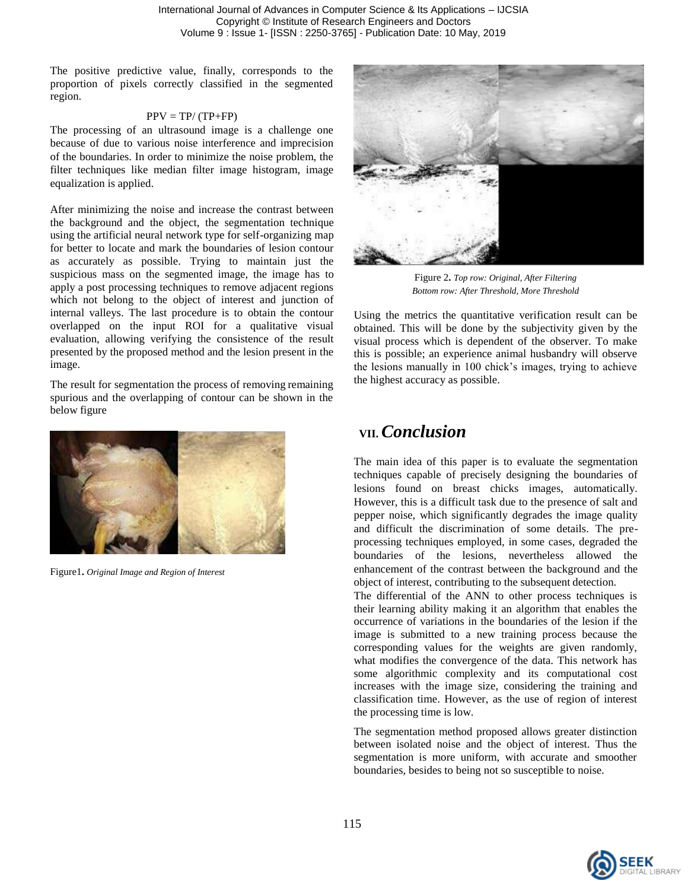The positive predictive value, finally, corresponds to the proportion of pixels correctly classified in the segmented region.

$$PPV = TP/ (TP+FP)$$

The processing of an ultrasound image is a challenge one because of due to various noise interference and imprecision of the boundaries. In order to minimize the noise problem, the filter techniques like median filter image histogram, image equalization is applied.

After minimizing the noise and increase the contrast between the background and the object, the segmentation technique using the artificial neural network type for self-organizing map for better to locate and mark the boundaries of lesion contour as accurately as possible. Trying to maintain just the suspicious mass on the segmented image, the image has to apply a post processing techniques to remove adjacent regions which not belong to the object of interest and junction of internal valleys. The last procedure is to obtain the contour overlapped on the input ROI for a qualitative visual evaluation, allowing verifying the consistence of the result presented by the proposed method and the lesion present in the image.

The result for segmentation the process of removing remaining spurious and the overlapping of contour can be shown in the below figure

Figure1. *Original Image and Region of Interest*

Figure 2. *Top row: Original, After Filtering*
*Bottom row: After Threshold, More Threshold*

Using the metrics the quantitative verification result can be obtained. This will be done by the subjectivity given by the visual process which is dependent of the observer. To make this is possible; an experience animal husbandry will observe the lesions manually in 100 chick's images, trying to achieve the highest accuracy as possible.

## VII. *Conclusion*

The main idea of this paper is to evaluate the segmentation techniques capable of precisely designing the boundaries of lesions found on breast chicks images, automatically. However, this is a difficult task due to the presence of salt and pepper noise, which significantly degrades the image quality and difficult the discrimination of some details. The pre-processing techniques employed, in some cases, degraded the boundaries of the lesions, nevertheless allowed the enhancement of the contrast between the background and the object of interest, contributing to the subsequent detection.

The differential of the ANN to other process techniques is their learning ability making it an algorithm that enables the occurrence of variations in the boundaries of the lesion if the image is submitted to a new training process because the corresponding values for the weights are given randomly, what modifies the convergence of the data. This network has some algorithmic complexity and its computational cost increases with the image size, considering the training and classification time. However, as the use of region of interest the processing time is low.

The segmentation method proposed allows greater distinction between isolated noise and the object of interest. Thus the segmentation is more uniform, with accurate and smoother boundaries, besides to being not so susceptible to noise.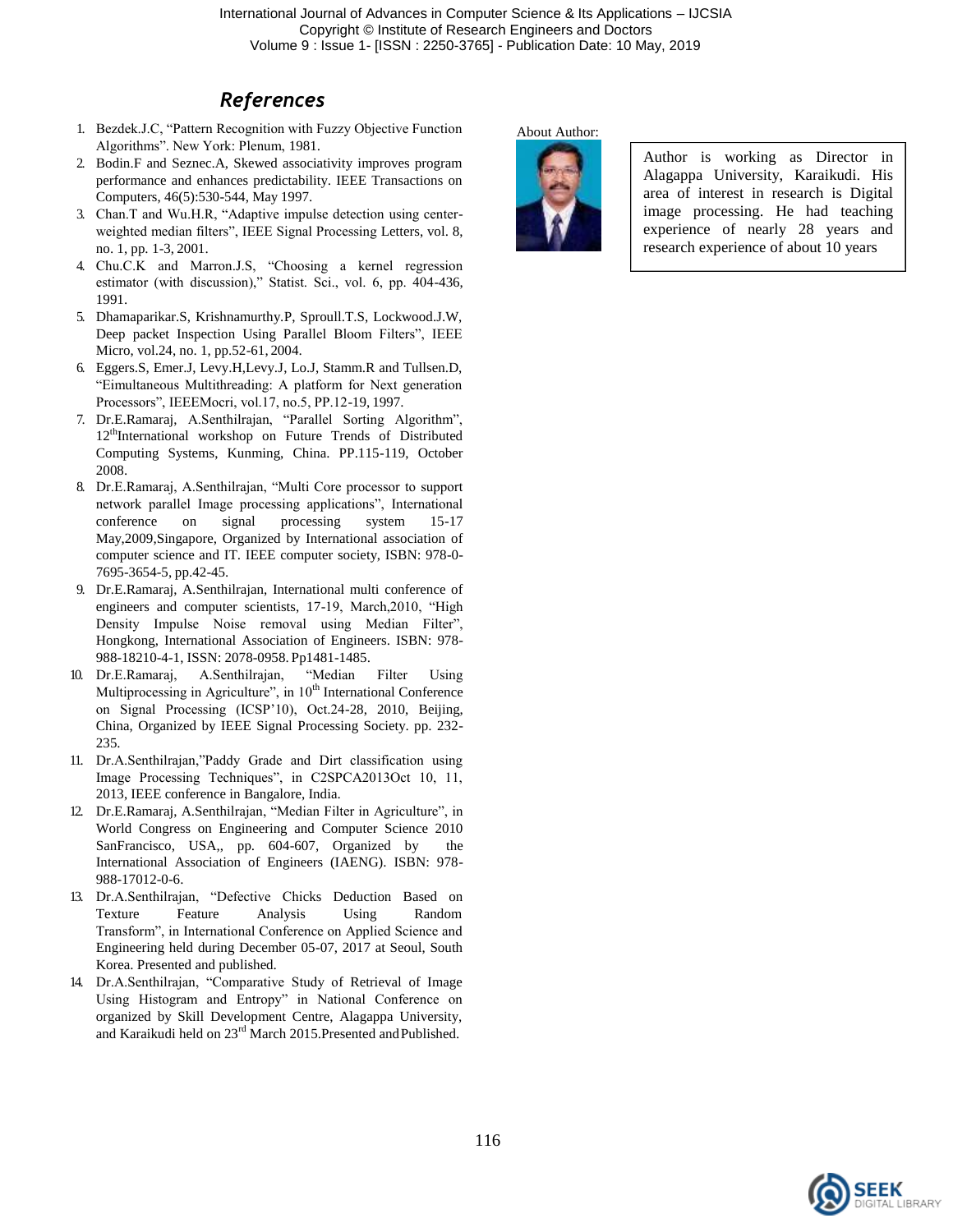## References

1. Bezdek.J.C, "Pattern Recognition with Fuzzy Objective Function Algorithms". New York: Plenum, 1981.
2. Bodin.F and Seznec.A, Skewed associativity improves program performance and enhances predictability. IEEE Transactions on Computers, 46(5):530-544, May 1997.
3. Chan.T and Wu.H.R, "Adaptive impulse detection using center-weighted median filters", IEEE Signal Processing Letters, vol. 8, no. 1, pp. 1-3, 2001.
4. Chu.C.K and Marron.J.S, "Choosing a kernel regression estimator (with discussion)," Statist. Sci., vol. 6, pp. 404-436, 1991.
5. Dhamaparikar.S, Krishnamurthy.P, Sproull.T.S, Lockwood.J.W, Deep packet Inspection Using Parallel Bloom Filters", IEEE Micro, vol.24, no. 1, pp.52-61, 2004.
6. Eggers.S, Emer.J, Levy.H,Levy.J, Lo.J, Stamm.R and Tullsen.D, "Eimultaneous Multithreading: A platform for Next generation Processors", IEEEMocri, vol.17, no.5, PP.12-19, 1997.
7. Dr.E.Ramaraj, A.Senthilrajan, "Parallel Sorting Algorithm", 12th International workshop on Future Trends of Distributed Computing Systems, Kunming, China. PP.115-119, October 2008.
8. Dr.E.Ramaraj, A.Senthilrajan, "Multi Core processor to support network parallel Image processing applications", International conference on signal processing system 15-17 May,2009,Singapore, Organized by International association of computer science and IT. IEEE computer society, ISBN: 978-0-7695-3654-5, pp.42-45.
9. Dr.E.Ramaraj, A.Senthilrajan, International multi conference of engineers and computer scientists, 17-19, March,2010, "High Density Impulse Noise removal using Median Filter", Hongkong, International Association of Engineers. ISBN: 978-988-18210-4-1, ISSN: 2078-0958. Pp1481-1485.
10. Dr.E.Ramaraj, A.Senthilrajan, "Median Filter Using Multiprocessing in Agriculture", in 10th International Conference on Signal Processing (ICSP'10), Oct.24-28, 2010, Beijing, China, Organized by IEEE Signal Processing Society. pp. 232-235.
11. Dr.A.Senthilrajan,"Paddy Grade and Dirt classification using Image Processing Techniques", in C2SPCA2013Oct 10, 11, 2013, IEEE conference in Bangalore, India.
12. Dr.E.Ramaraj, A.Senthilrajan, "Median Filter in Agriculture", in World Congress on Engineering and Computer Science 2010 SanFrancisco, USA,, pp. 604-607, Organized by the International Association of Engineers (IAENG). ISBN: 978-988-17012-0-6.
13. Dr.A.Senthilrajan, "Defective Chicks Deduction Based on Texture Feature Analysis Using Random Transform", in International Conference on Applied Science and Engineering held during December 05-07, 2017 at Seoul, South Korea. Presented and published.
14. Dr.A.Senthilrajan, "Comparative Study of Retrieval of Image Using Histogram and Entropy" in National Conference on organized by Skill Development Centre, Alagappa University, and Karaikudi held on 23rd March 2015.Presented and Published.

About Author:

Author is working as Director in Alagappa University, Karaikudi. His area of interest in research is Digital image processing. He had teaching experience of nearly 28 years and research experience of about 10 years